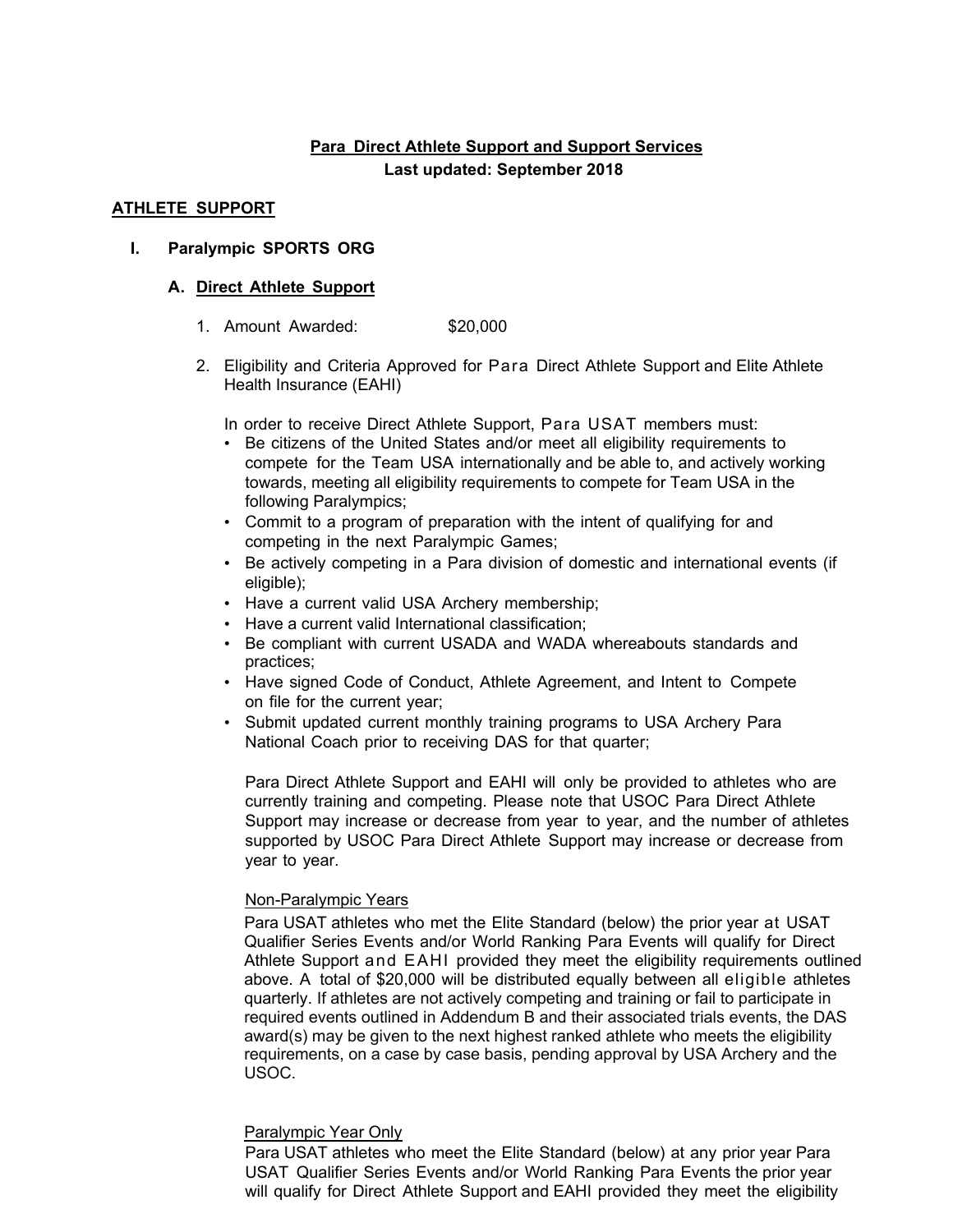**Para Direct Athlete Support and Support Services**
**Last updated: September 2018**

## ATHLETE SUPPORT

### I. Paralympic SPORTS ORG

#### A. Direct Athlete Support

1. Amount Awarded: $20,000

2. Eligibility and Criteria Approved for Para Direct Athlete Support and Elite Athlete Health Insurance (EAHI)

   In order to receive Direct Athlete Support, Para USAT members must:

   - Be citizens of the United States and/or meet all eligibility requirements to compete for the Team USA internationally and be able to, and actively working towards, meeting all eligibility requirements to compete for Team USA in the following Paralympics;
   - Commit to a program of preparation with the intent of qualifying for and competing in the next Paralympic Games;
   - Be actively competing in a Para division of domestic and international events (if eligible);
   - Have a current valid USA Archery membership;
   - Have a current valid International classification;
   - Be compliant with current USADA and WADA whereabouts standards and practices;
   - Have signed Code of Conduct, Athlete Agreement, and Intent to Compete on file for the current year;
   - Submit updated current monthly training programs to USA Archery Para National Coach prior to receiving DAS for that quarter;

   Para Direct Athlete Support and EAHI will only be provided to athletes who are currently training and competing. Please note that USOC Para Direct Athlete Support may increase or decrease from year to year, and the number of athletes supported by USOC Para Direct Athlete Support may increase or decrease from year to year.

   Non-Paralympic Years

   Para USAT athletes who met the Elite Standard (below) the prior year at USAT Qualifier Series Events and/or World Ranking Para Events will qualify for Direct Athlete Support and EAHI provided they meet the eligibility requirements outlined above. A total of $20,000 will be distributed equally between all eligible athletes quarterly. If athletes are not actively competing and training or fail to participate in required events outlined in Addendum B and their associated trials events, the DAS award(s) may be given to the next highest ranked athlete who meets the eligibility requirements, on a case by case basis, pending approval by USA Archery and the USOC.

   Paralympic Year Only

   Para USAT athletes who meet the Elite Standard (below) at any prior year Para USAT Qualifier Series Events and/or World Ranking Para Events the prior year will qualify for Direct Athlete Support and EAHI provided they meet the eligibility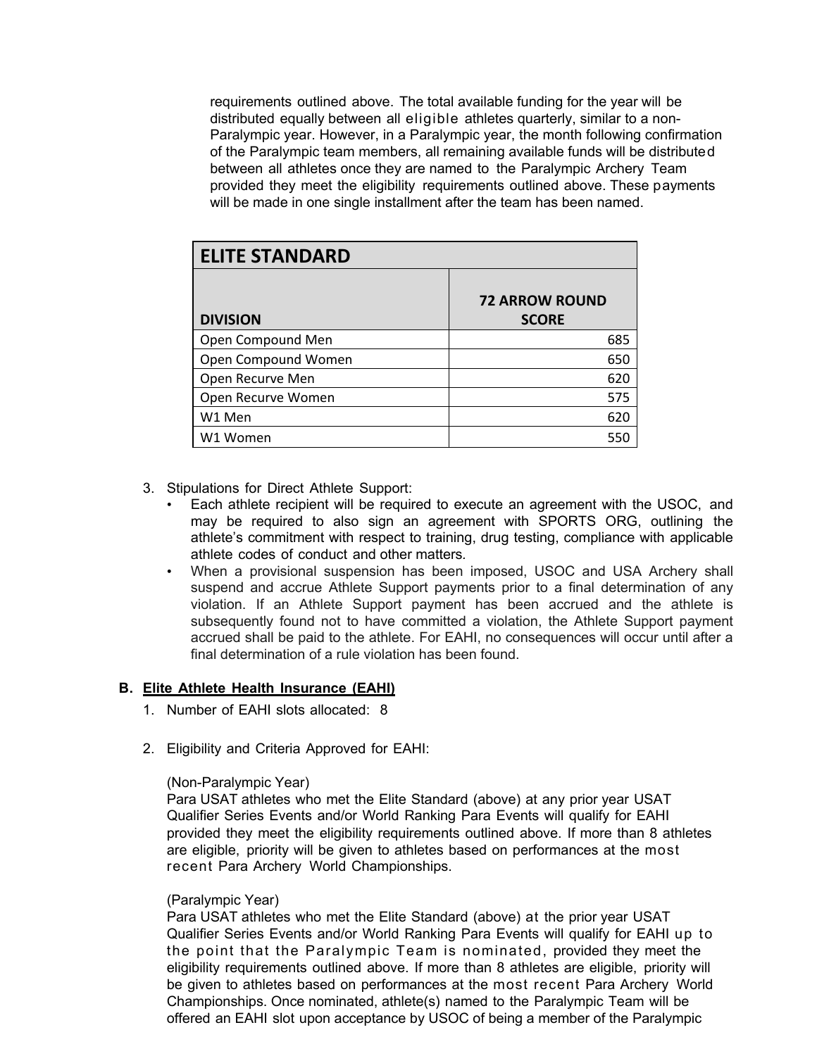requirements outlined above. The total available funding for the year will be distributed equally between all eligible athletes quarterly, similar to a non-Paralympic year. However, in a Paralympic year, the month following confirmation of the Paralympic team members, all remaining available funds will be distributed between all athletes once they are named to the Paralympic Archery Team provided they meet the eligibility requirements outlined above. These payments will be made in one single installment after the team has been named.

| ELITE STANDARD | |
|---|---|
| **DIVISION** | **72 ARROW ROUND SCORE** |
| Open Compound Men | 685 |
| Open Compound Women | 650 |
| Open Recurve Men | 620 |
| Open Recurve Women | 575 |
| W1 Men | 620 |
| W1 Women | 550 |

3. Stipulations for Direct Athlete Support:
   - Each athlete recipient will be required to execute an agreement with the USOC, and may be required to also sign an agreement with SPORTS ORG, outlining the athlete's commitment with respect to training, drug testing, compliance with applicable athlete codes of conduct and other matters.
   - When a provisional suspension has been imposed, USOC and USA Archery shall suspend and accrue Athlete Support payments prior to a final determination of any violation. If an Athlete Support payment has been accrued and the athlete is subsequently found not to have committed a violation, the Athlete Support payment accrued shall be paid to the athlete. For EAHI, no consequences will occur until after a final determination of a rule violation has been found.

**B. <u>Elite Athlete Health Insurance (EAHI)</u>**

1. Number of EAHI slots allocated: 8

2. Eligibility and Criteria Approved for EAHI:

   (Non-Paralympic Year)
   Para USAT athletes who met the Elite Standard (above) at any prior year USAT Qualifier Series Events and/or World Ranking Para Events will qualify for EAHI provided they meet the eligibility requirements outlined above. If more than 8 athletes are eligible, priority will be given to athletes based on performances at the most recent Para Archery World Championships.

   (Paralympic Year)
   Para USAT athletes who met the Elite Standard (above) at the prior year USAT Qualifier Series Events and/or World Ranking Para Events will qualify for EAHI up to the point that the Paralympic Team is nominated, provided they meet the eligibility requirements outlined above. If more than 8 athletes are eligible, priority will be given to athletes based on performances at the most recent Para Archery World Championships. Once nominated, athlete(s) named to the Paralympic Team will be offered an EAHI slot upon acceptance by USOC of being a member of the Paralympic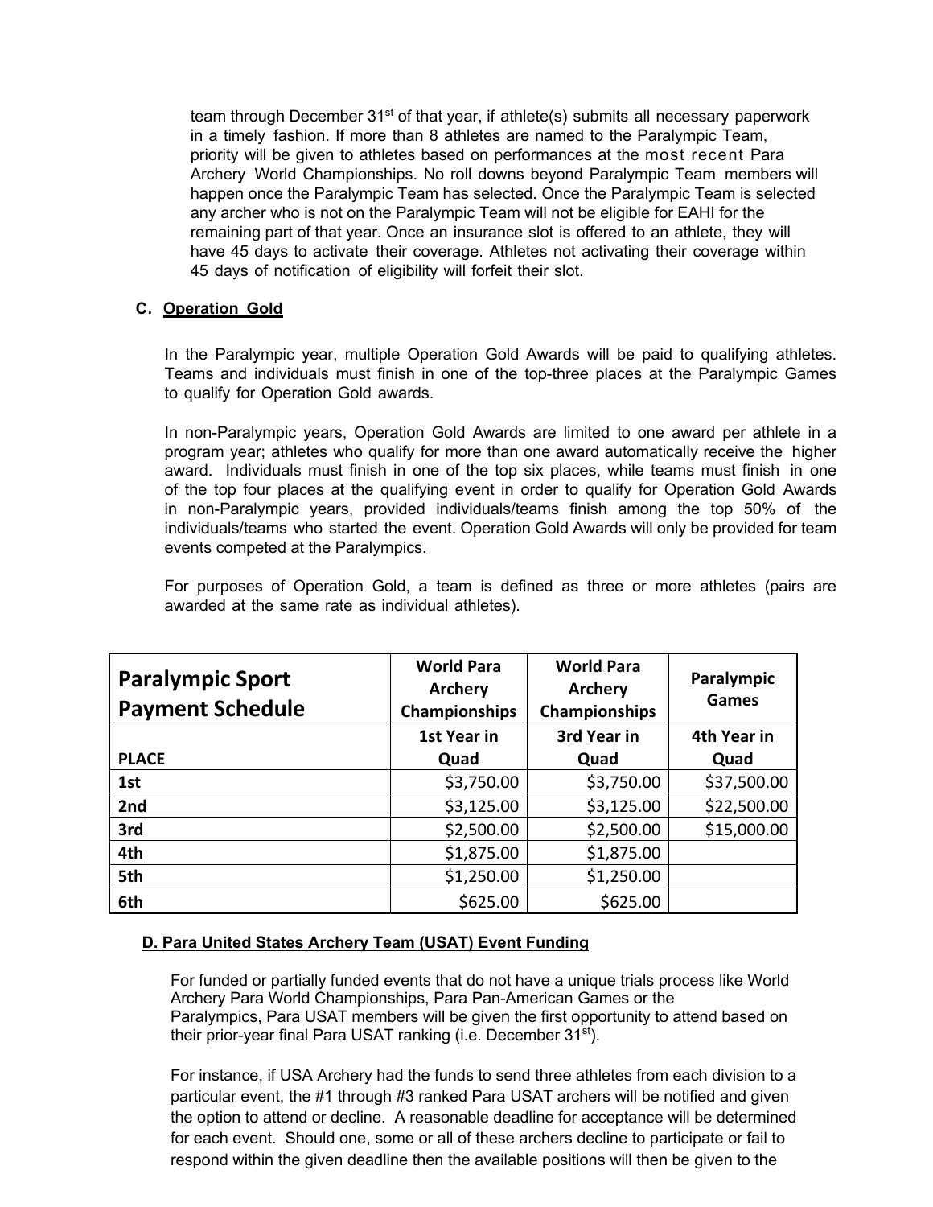team through December 31st of that year, if athlete(s) submits all necessary paperwork in a timely fashion. If more than 8 athletes are named to the Paralympic Team, priority will be given to athletes based on performances at the most recent Para Archery World Championships. No roll downs beyond Paralympic Team members will happen once the Paralympic Team has selected. Once the Paralympic Team is selected any archer who is not on the Paralympic Team will not be eligible for EAHI for the remaining part of that year. Once an insurance slot is offered to an athlete, they will have 45 days to activate their coverage. Athletes not activating their coverage within 45 days of notification of eligibility will forfeit their slot.

### C. Operation Gold

In the Paralympic year, multiple Operation Gold Awards will be paid to qualifying athletes. Teams and individuals must finish in one of the top-three places at the Paralympic Games to qualify for Operation Gold awards.

In non-Paralympic years, Operation Gold Awards are limited to one award per athlete in a program year; athletes who qualify for more than one award automatically receive the higher award. Individuals must finish in one of the top six places, while teams must finish in one of the top four places at the qualifying event in order to qualify for Operation Gold Awards in non-Paralympic years, provided individuals/teams finish among the top 50% of the individuals/teams who started the event. Operation Gold Awards will only be provided for team events competed at the Paralympics.

For purposes of Operation Gold, a team is defined as three or more athletes (pairs are awarded at the same rate as individual athletes).

| **Paralympic Sport Payment Schedule** | **World Para Archery Championships** | **World Para Archery Championships** | **Paralympic Games** |
|---|---|---|---|
| **PLACE** | **1st Year in Quad** | **3rd Year in Quad** | **4th Year in Quad** |
| **1st** | $3,750.00 | $3,750.00 | $37,500.00 |
| **2nd** | $3,125.00 | $3,125.00 | $22,500.00 |
| **3rd** | $2,500.00 | $2,500.00 | $15,000.00 |
| **4th** | $1,875.00 | $1,875.00 | |
| **5th** | $1,250.00 | $1,250.00 | |
| **6th** | $625.00 | $625.00 | |

### D. Para United States Archery Team (USAT) Event Funding

For funded or partially funded events that do not have a unique trials process like World Archery Para World Championships, Para Pan-American Games or the Paralympics, Para USAT members will be given the first opportunity to attend based on their prior-year final Para USAT ranking (i.e. December 31st).

For instance, if USA Archery had the funds to send three athletes from each division to a particular event, the #1 through #3 ranked Para USAT archers will be notified and given the option to attend or decline. A reasonable deadline for acceptance will be determined for each event. Should one, some or all of these archers decline to participate or fail to respond within the given deadline then the available positions will then be given to the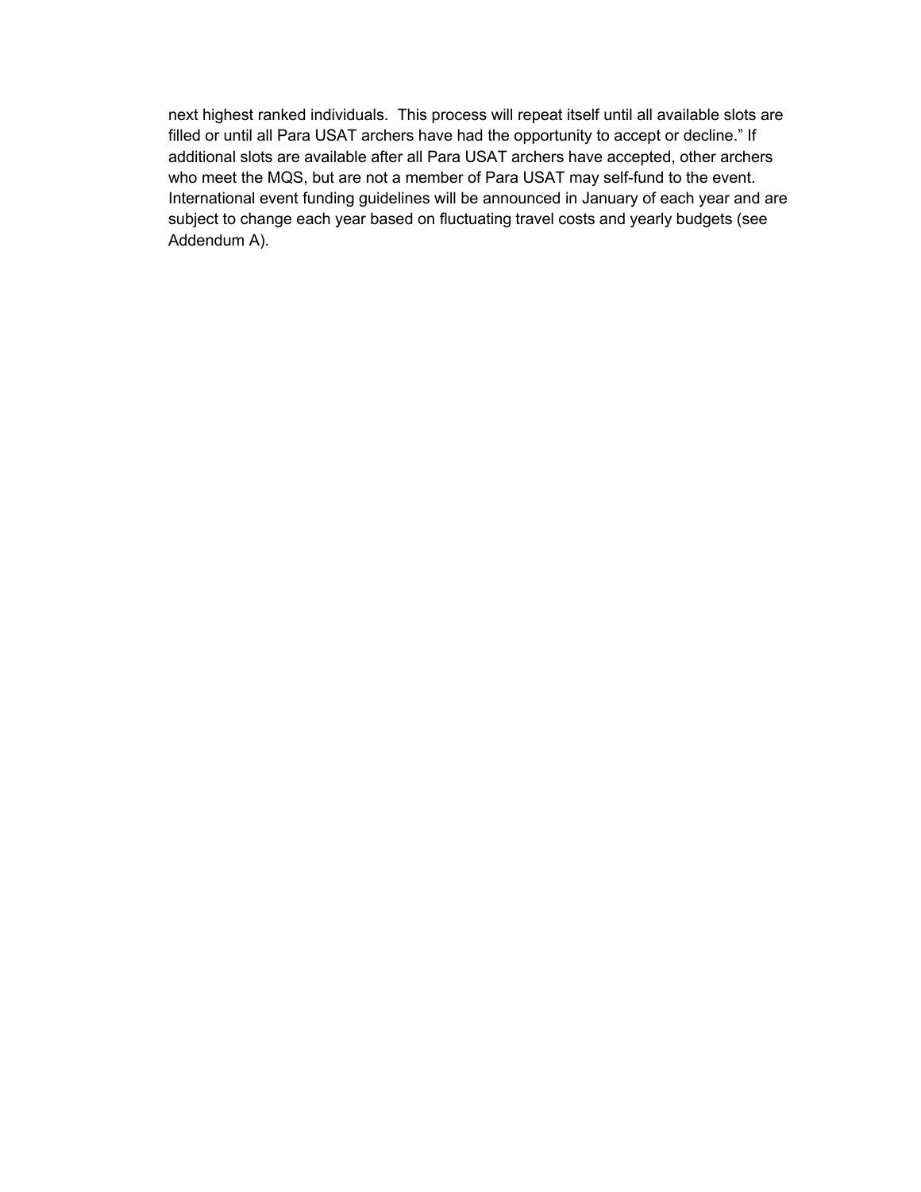next highest ranked individuals.  This process will repeat itself until all available slots are filled or until all Para USAT archers have had the opportunity to accept or decline." If additional slots are available after all Para USAT archers have accepted, other archers who meet the MQS, but are not a member of Para USAT may self-fund to the event. International event funding guidelines will be announced in January of each year and are subject to change each year based on fluctuating travel costs and yearly budgets (see Addendum A).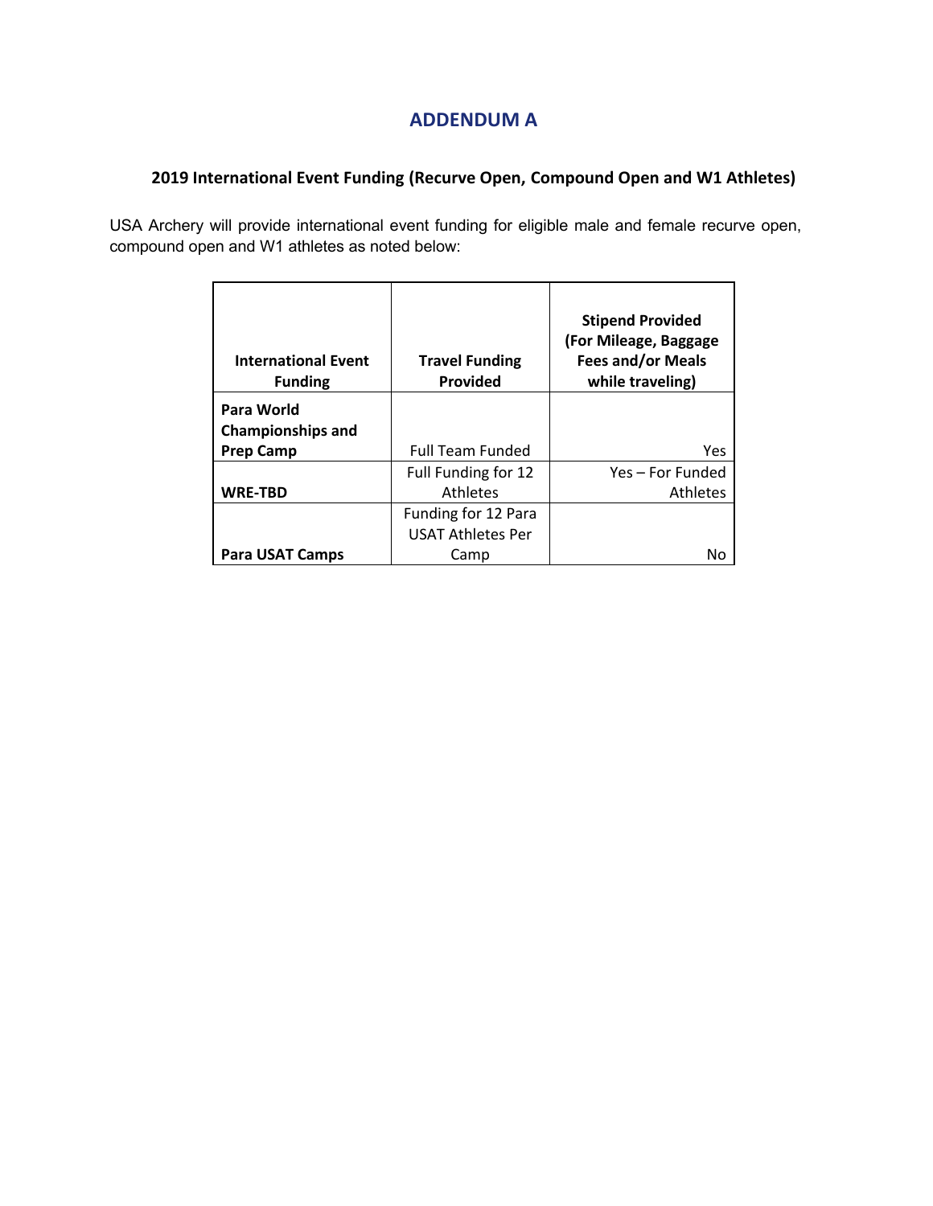# ADDENDUM A

### 2019 International Event Funding (Recurve Open, Compound Open and W1 Athletes)

USA Archery will provide international event funding for eligible male and female recurve open, compound open and W1 athletes as noted below:

| International Event Funding | Travel Funding Provided | Stipend Provided (For Mileage, Baggage Fees and/or Meals while traveling) |
|---|---|---|
| **Para World Championships and Prep Camp** | Full Team Funded | Yes |
| **WRE-TBD** | Full Funding for 12 Athletes | Yes – For Funded Athletes |
| **Para USAT Camps** | Funding for 12 Para USAT Athletes Per Camp | No |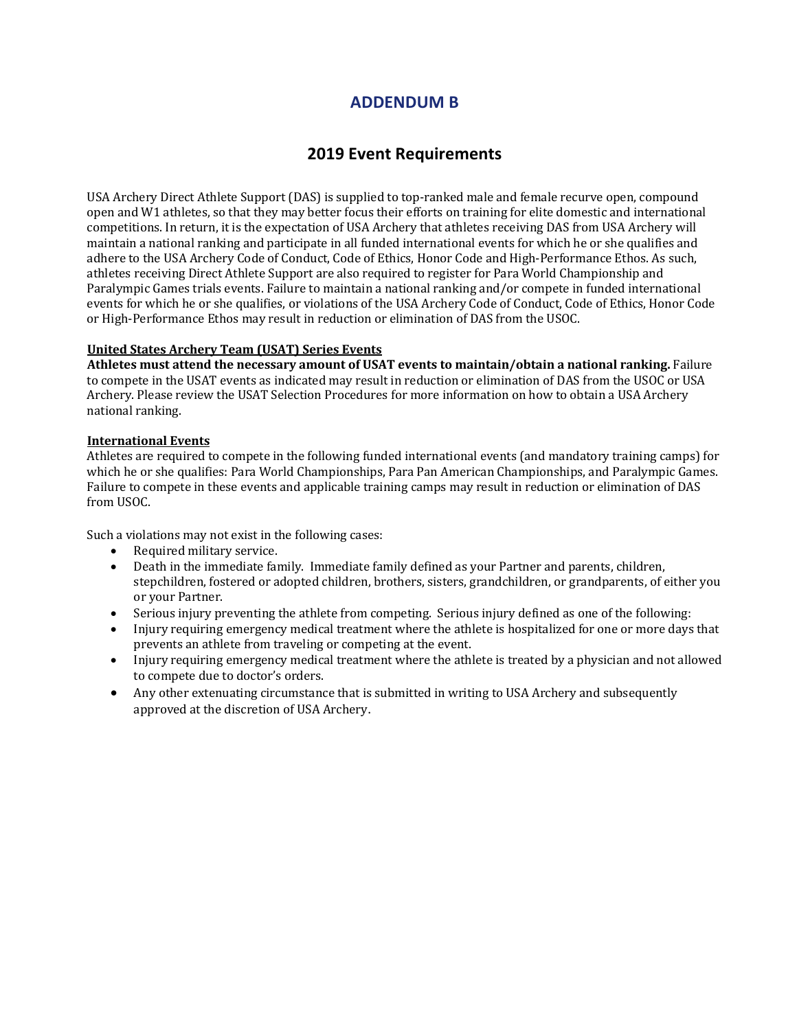# ADDENDUM B

## 2019 Event Requirements

USA Archery Direct Athlete Support (DAS) is supplied to top-ranked male and female recurve open, compound open and W1 athletes, so that they may better focus their efforts on training for elite domestic and international competitions. In return, it is the expectation of USA Archery that athletes receiving DAS from USA Archery will maintain a national ranking and participate in all funded international events for which he or she qualifies and adhere to the USA Archery Code of Conduct, Code of Ethics, Honor Code and High-Performance Ethos. As such, athletes receiving Direct Athlete Support are also required to register for Para World Championship and Paralympic Games trials events. Failure to maintain a national ranking and/or compete in funded international events for which he or she qualifies, or violations of the USA Archery Code of Conduct, Code of Ethics, Honor Code or High-Performance Ethos may result in reduction or elimination of DAS from the USOC.

**United States Archery Team (USAT) Series Events**

**Athletes must attend the necessary amount of USAT events to maintain/obtain a national ranking.** Failure to compete in the USAT events as indicated may result in reduction or elimination of DAS from the USOC or USA Archery. Please review the USAT Selection Procedures for more information on how to obtain a USA Archery national ranking.

**International Events**

Athletes are required to compete in the following funded international events (and mandatory training camps) for which he or she qualifies: Para World Championships, Para Pan American Championships, and Paralympic Games. Failure to compete in these events and applicable training camps may result in reduction or elimination of DAS from USOC.

Such a violations may not exist in the following cases:

- Required military service.
- Death in the immediate family. Immediate family defined as your Partner and parents, children, stepchildren, fostered or adopted children, brothers, sisters, grandchildren, or grandparents, of either you or your Partner.
- Serious injury preventing the athlete from competing. Serious injury defined as one of the following:
- Injury requiring emergency medical treatment where the athlete is hospitalized for one or more days that prevents an athlete from traveling or competing at the event.
- Injury requiring emergency medical treatment where the athlete is treated by a physician and not allowed to compete due to doctor's orders.
- Any other extenuating circumstance that is submitted in writing to USA Archery and subsequently approved at the discretion of USA Archery.